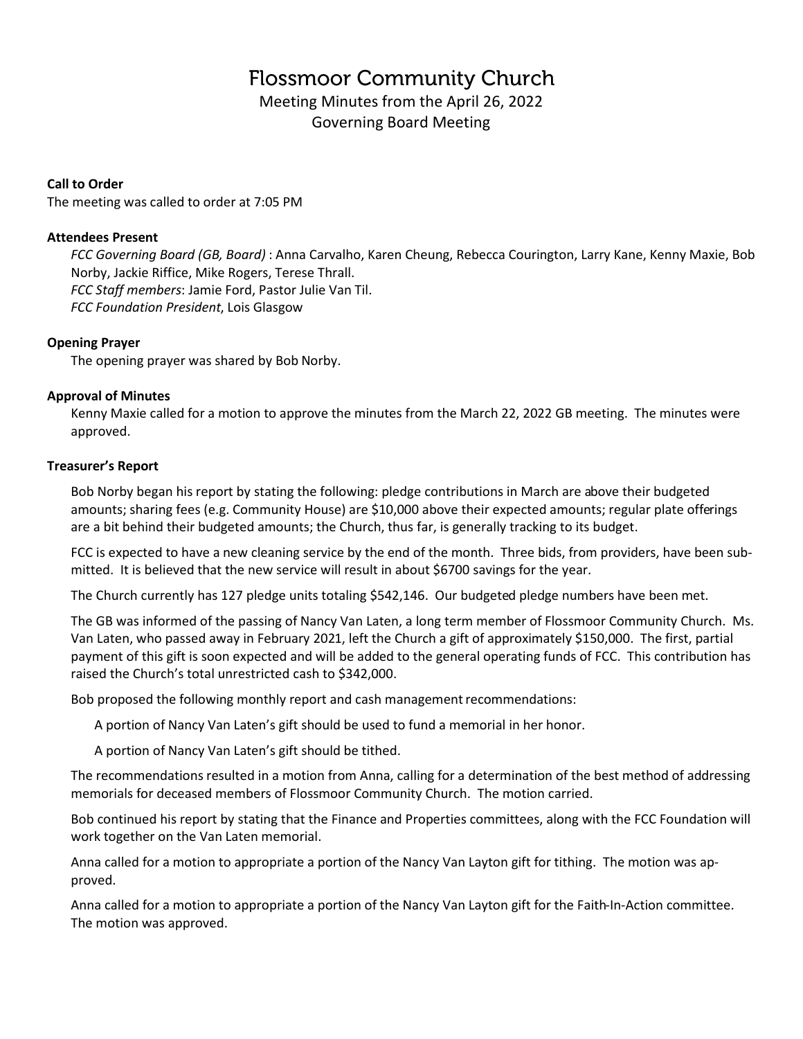# Flossmoor Community Church

Meeting Minutes from the April 26, 2022
Governing Board Meeting

**Call to Order**

The meeting was called to order at 7:05 PM

**Attendees Present**

*FCC Governing Board (GB, Board)* : Anna Carvalho, Karen Cheung, Rebecca Courington, Larry Kane, Kenny Maxie, Bob Norby, Jackie Riffice, Mike Rogers, Terese Thrall.
*FCC Staff members*: Jamie Ford, Pastor Julie Van Til.
*FCC Foundation President*, Lois Glasgow

**Opening Prayer**

The opening prayer was shared by Bob Norby.

**Approval of Minutes**

Kenny Maxie called for a motion to approve the minutes from the March 22, 2022 GB meeting. The minutes were approved.

**Treasurer's Report**

Bob Norby began his report by stating the following: pledge contributions in March are above their budgeted amounts; sharing fees (e.g. Community House) are $10,000 above their expected amounts; regular plate offerings are a bit behind their budgeted amounts; the Church, thus far, is generally tracking to its budget.

FCC is expected to have a new cleaning service by the end of the month. Three bids, from providers, have been submitted. It is believed that the new service will result in about $6700 savings for the year.

The Church currently has 127 pledge units totaling $542,146. Our budgeted pledge numbers have been met.

The GB was informed of the passing of Nancy Van Laten, a long term member of Flossmoor Community Church. Ms. Van Laten, who passed away in February 2021, left the Church a gift of approximately $150,000. The first, partial payment of this gift is soon expected and will be added to the general operating funds of FCC. This contribution has raised the Church's total unrestricted cash to $342,000.

Bob proposed the following monthly report and cash management recommendations:

A portion of Nancy Van Laten's gift should be used to fund a memorial in her honor.

A portion of Nancy Van Laten's gift should be tithed.

The recommendations resulted in a motion from Anna, calling for a determination of the best method of addressing memorials for deceased members of Flossmoor Community Church. The motion carried.

Bob continued his report by stating that the Finance and Properties committees, along with the FCC Foundation will work together on the Van Laten memorial.

Anna called for a motion to appropriate a portion of the Nancy Van Layton gift for tithing. The motion was approved.

Anna called for a motion to appropriate a portion of the Nancy Van Layton gift for the Faith-In-Action committee. The motion was approved.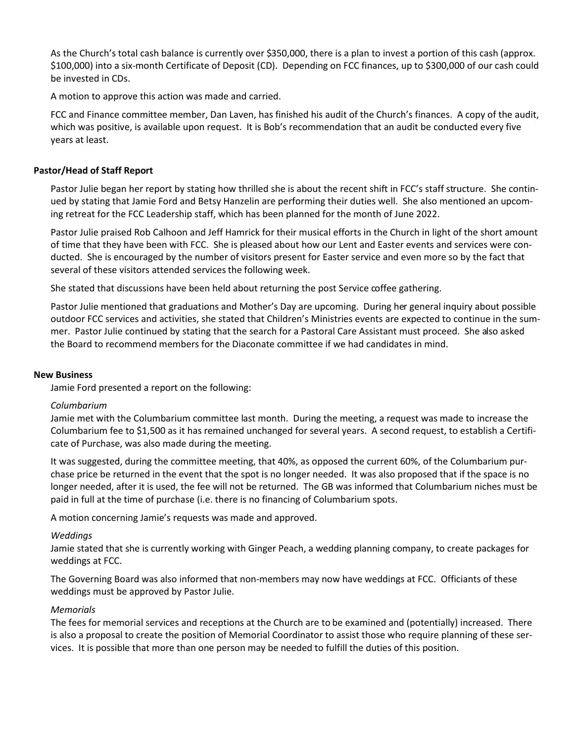As the Church's total cash balance is currently over $350,000, there is a plan to invest a portion of this cash (approx. $100,000) into a six-month Certificate of Deposit (CD). Depending on FCC finances, up to $300,000 of our cash could be invested in CDs.

A motion to approve this action was made and carried.

FCC and Finance committee member, Dan Laven, has finished his audit of the Church's finances. A copy of the audit, which was positive, is available upon request. It is Bob's recommendation that an audit be conducted every five years at least.

**Pastor/Head of Staff Report**

Pastor Julie began her report by stating how thrilled she is about the recent shift in FCC's staff structure. She continued by stating that Jamie Ford and Betsy Hanzelin are performing their duties well. She also mentioned an upcoming retreat for the FCC Leadership staff, which has been planned for the month of June 2022.

Pastor Julie praised Rob Calhoon and Jeff Hamrick for their musical efforts in the Church in light of the short amount of time that they have been with FCC. She is pleased about how our Lent and Easter events and services were conducted. She is encouraged by the number of visitors present for Easter service and even more so by the fact that several of these visitors attended services the following week.

She stated that discussions have been held about returning the post Service coffee gathering.

Pastor Julie mentioned that graduations and Mother's Day are upcoming. During her general inquiry about possible outdoor FCC services and activities, she stated that Children's Ministries events are expected to continue in the summer. Pastor Julie continued by stating that the search for a Pastoral Care Assistant must proceed. She also asked the Board to recommend members for the Diaconate committee if we had candidates in mind.

**New Business**

Jamie Ford presented a report on the following:

*Columbarium*

Jamie met with the Columbarium committee last month. During the meeting, a request was made to increase the Columbarium fee to $1,500 as it has remained unchanged for several years. A second request, to establish a Certificate of Purchase, was also made during the meeting.

It was suggested, during the committee meeting, that 40%, as opposed the current 60%, of the Columbarium purchase price be returned in the event that the spot is no longer needed. It was also proposed that if the space is no longer needed, after it is used, the fee will not be returned. The GB was informed that Columbarium niches must be paid in full at the time of purchase (i.e. there is no financing of Columbarium spots.

A motion concerning Jamie's requests was made and approved.

*Weddings*

Jamie stated that she is currently working with Ginger Peach, a wedding planning company, to create packages for weddings at FCC.

The Governing Board was also informed that non-members may now have weddings at FCC. Officiants of these weddings must be approved by Pastor Julie.

*Memorials*

The fees for memorial services and receptions at the Church are to be examined and (potentially) increased. There is also a proposal to create the position of Memorial Coordinator to assist those who require planning of these services. It is possible that more than one person may be needed to fulfill the duties of this position.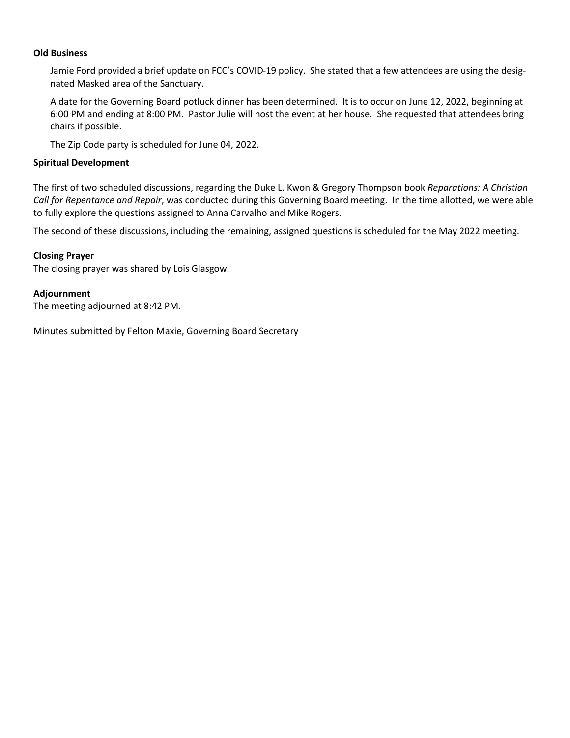**Old Business**

Jamie Ford provided a brief update on FCC's COVID-19 policy. She stated that a few attendees are using the designated Masked area of the Sanctuary.

A date for the Governing Board potluck dinner has been determined. It is to occur on June 12, 2022, beginning at 6:00 PM and ending at 8:00 PM. Pastor Julie will host the event at her house. She requested that attendees bring chairs if possible.

The Zip Code party is scheduled for June 04, 2022.

**Spiritual Development**

The first of two scheduled discussions, regarding the Duke L. Kwon & Gregory Thompson book *Reparations: A Christian Call for Repentance and Repair*, was conducted during this Governing Board meeting. In the time allotted, we were able to fully explore the questions assigned to Anna Carvalho and Mike Rogers.

The second of these discussions, including the remaining, assigned questions is scheduled for the May 2022 meeting.

**Closing Prayer**
The closing prayer was shared by Lois Glasgow.

**Adjournment**
The meeting adjourned at 8:42 PM.

Minutes submitted by Felton Maxie, Governing Board Secretary